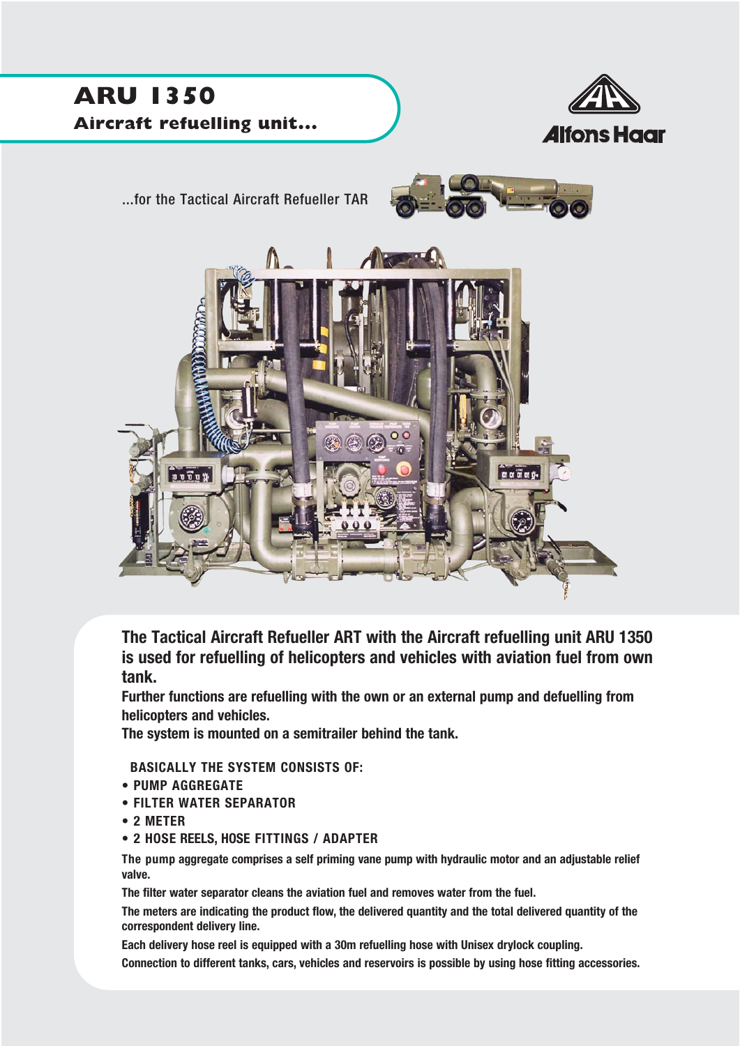# ARU 1350

## Aircraft refuelling unit...

Alfons Haar

...for the Tactical Aircraft Refueller TAR

**The Tactical Aircraft Refueller ART with the Aircraft refuelling unit ARU 1350 is used for refuelling of helicopters and vehicles with aviation fuel from own tank.**

**Further functions are refuelling with the own or an external pump and defuelling from helicopters and vehicles.**

**The system is mounted on a semitrailer behind the tank.**

**BASICALLY THE SYSTEM CONSISTS OF:**

- **PUMP AGGREGATE**
- **FILTER WATER SEPARATOR**
- **2 METER**
- **2 HOSE REELS, HOSE FITTINGS / ADAPTER**

The pump aggregate comprises a self priming vane pump with hydraulic motor and an adjustable relief valve.

The filter water separator cleans the aviation fuel and removes water from the fuel.

The meters are indicating the product flow, the delivered quantity and the total delivered quantity of the correspondent delivery line.

Each delivery hose reel is equipped with a 30m refuelling hose with Unisex drylock coupling.

Connection to different tanks, cars, vehicles and reservoirs is possible by using hose fitting accessories.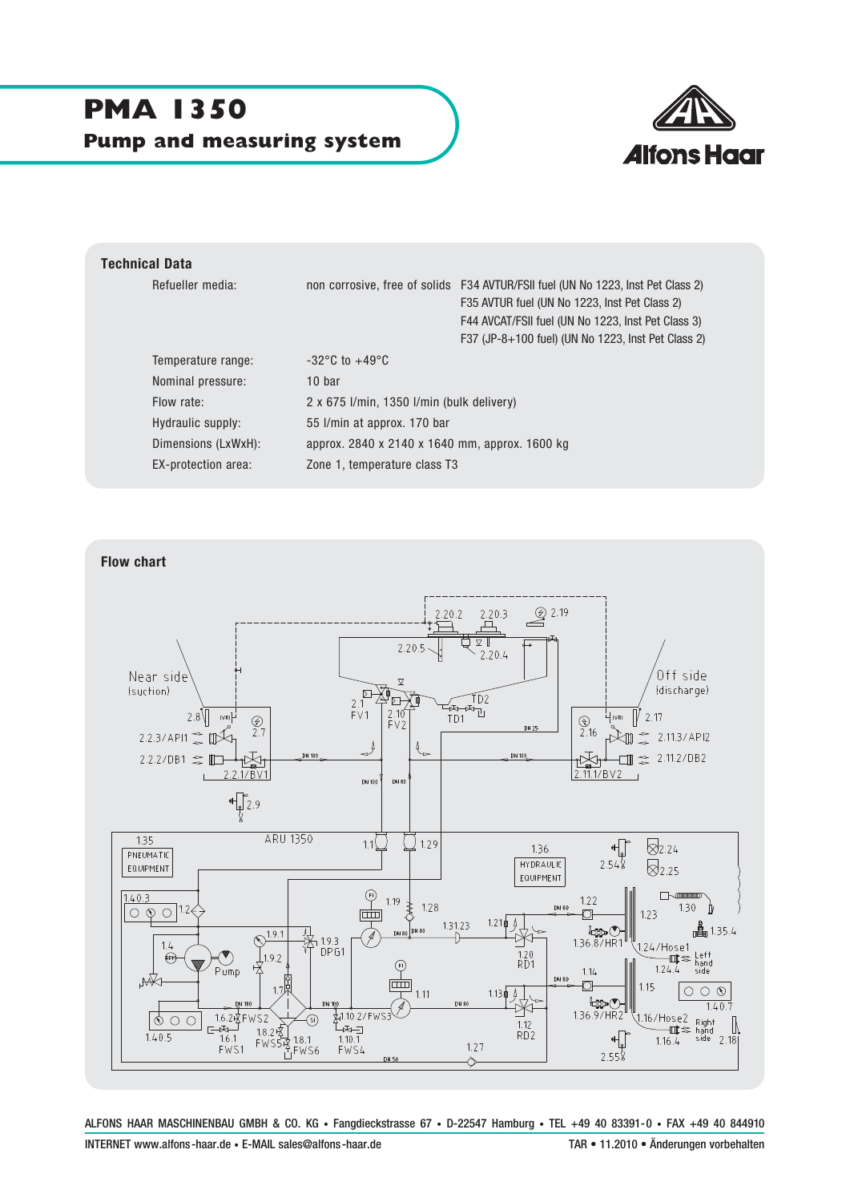# PMA 1350

## Pump and measuring system

Alfons Haar

### Technical Data

| | | |
|---|---|---|
| Refueller media: | non corrosive, free of solids | F34 AVTUR/FSII fuel (UN No 1223, Inst Pet Class 2)<br>F35 AVTUR fuel (UN No 1223, Inst Pet Class 2)<br>F44 AVCAT/FSII fuel (UN No 1223, Inst Pet Class 3)<br>F37 (JP-8+100 fuel) (UN No 1223, Inst Pet Class 2) |
| Temperature range: | -32°C to +49°C | |
| Nominal pressure: | 10 bar | |
| Flow rate: | 2 x 675 l/min, 1350 l/min (bulk delivery) | |
| Hydraulic supply: | 55 l/min at approx. 170 bar | |
| Dimensions (LxWxH): | approx. 2840 x 2140 x 1640 mm, approx. 1600 kg | |
| EX-protection area: | Zone 1, temperature class T3 | |

### Flow chart

Near side (suction)
Off side (discharge)
2.20.2
2.20.3
2.19
2.20.5
2.20.4
2.1 FV1
2.10 FV2
TD2
TD1
2.8
2.7
2.2.3/API1
2.2.2/DB1
2.2.1/BV1
DN 100
DN 25
DN 100
2.16
2.17
2.11.3/API2
2.11.2/DB2
2.11.1/BV2
DN 100
DN 80
2.9
1.35 PNEUMATIC EQUIPMENT
ARU 1350
1.1
1.29
1.36 HYDRAULIC EQUIPMENT
2.54
2.24
2.25
1.40.3
1.2
1.19
1.28
DN 80
1.22
1.23
1.30
1.35.4
1.9.1
1.9.3 DPG1
DN 80
DN 80
1.31.23
1.21
1.36.8/HR1
1.24/Hose1
Left hand side
1.24.4
1.4
Pump
1.9.2
1.20 RD1
1.14
1.7
1.11
1.13
DN 80
1.15
1.40.7
DN 100
DN 100
DN 80
1.36.9/HR2
1.16/Hose2
Right hand side
1.16.4
2.18
1.40.5
1.6.2 FWS2
1.6.1 FWS1
1.8.2 FWS5
1.8.1 FWS6
1.10.2/FWS3
1.10.1 FWS4
1.12 RD2
1.27
DN 50
2.55

ALFONS HAAR MASCHINENBAU GMBH & CO. KG • Fangdieckstrasse 67 • D-22547 Hamburg • TEL +49 40 83391-0 • FAX +49 40 844910
INTERNET www.alfons-haar.de • E-MAIL sales@alfons-haar.de

TAR • 11.2010 • Änderungen vorbehalten